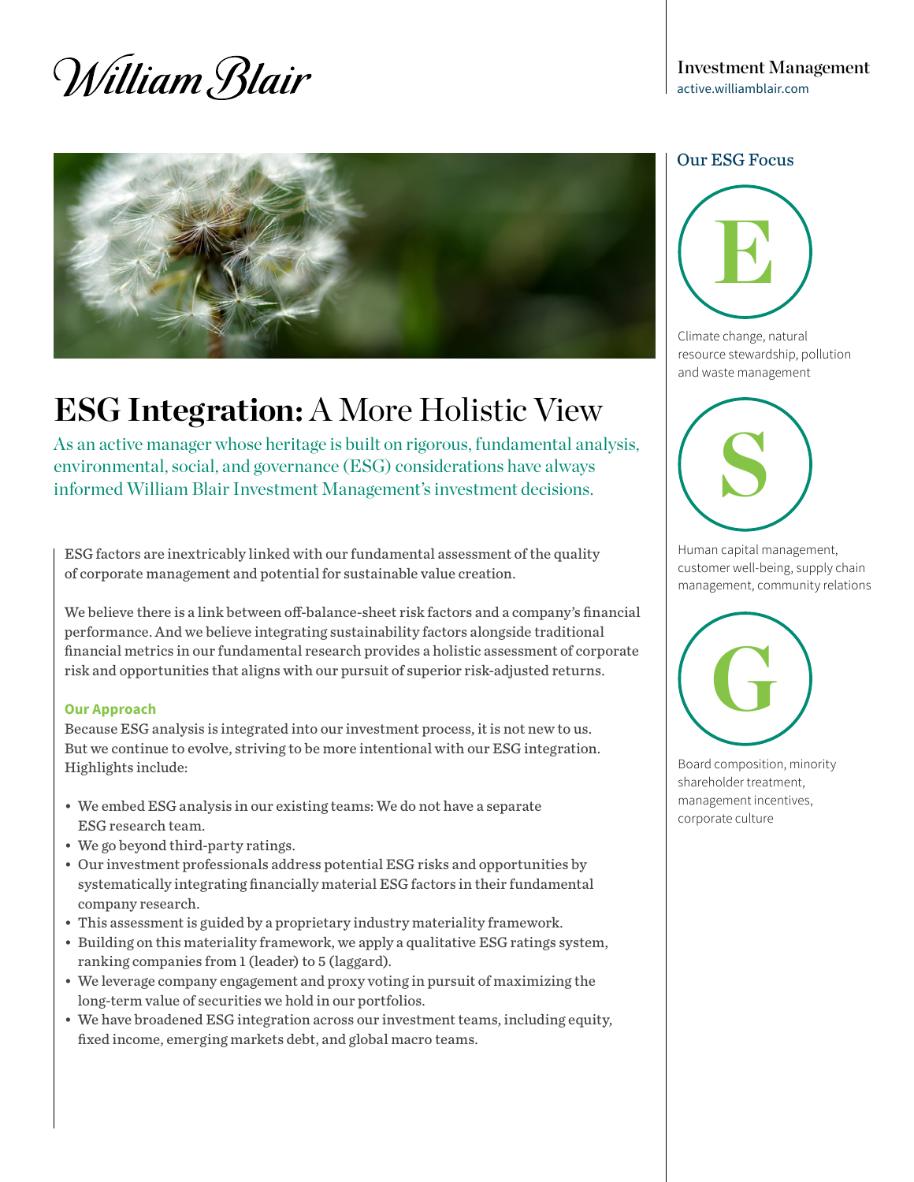William Blair

Investment Management
active.williamblair.com

# ESG Integration: A More Holistic View

As an active manager whose heritage is built on rigorous, fundamental analysis, environmental, social, and governance (ESG) considerations have always informed William Blair Investment Management's investment decisions.

ESG factors are inextricably linked with our fundamental assessment of the quality of corporate management and potential for sustainable value creation.

We believe there is a link between off-balance-sheet risk factors and a company's financial performance. And we believe integrating sustainability factors alongside traditional financial metrics in our fundamental research provides a holistic assessment of corporate risk and opportunities that aligns with our pursuit of superior risk-adjusted returns.

### Our Approach

Because ESG analysis is integrated into our investment process, it is not new to us. But we continue to evolve, striving to be more intentional with our ESG integration. Highlights include:

- We embed ESG analysis in our existing teams: We do not have a separate ESG research team.
- We go beyond third-party ratings.
- Our investment professionals address potential ESG risks and opportunities by systematically integrating financially material ESG factors in their fundamental company research.
- This assessment is guided by a proprietary industry materiality framework.
- Building on this materiality framework, we apply a qualitative ESG ratings system, ranking companies from 1 (leader) to 5 (laggard).
- We leverage company engagement and proxy voting in pursuit of maximizing the long-term value of securities we hold in our portfolios.
- We have broadened ESG integration across our investment teams, including equity, fixed income, emerging markets debt, and global macro teams.

## Our ESG Focus

**E**

Climate change, natural resource stewardship, pollution and waste management

**S**

Human capital management, customer well-being, supply chain management, community relations

**G**

Board composition, minority shareholder treatment, management incentives, corporate culture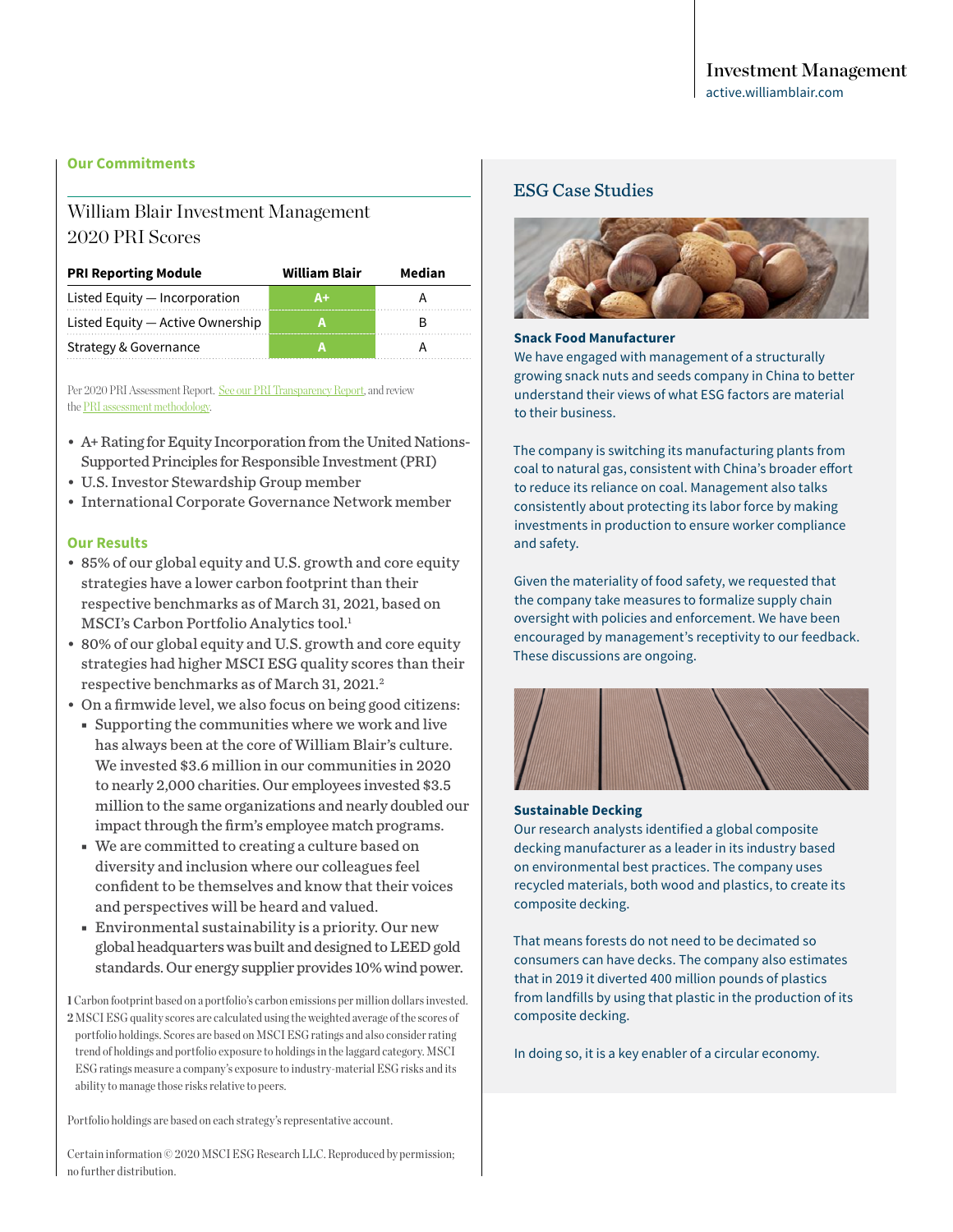**Our Commitments**

## William Blair Investment Management 2020 PRI Scores

| PRI Reporting Module | William Blair | Median |
|---|---|---|
| Listed Equity — Incorporation | A+ | A |
| Listed Equity — Active Ownership | A | B |
| Strategy & Governance | A | A |

Per 2020 PRI Assessment Report. See our PRI Transparency Report, and review the PRI assessment methodology.

- A+ Rating for Equity Incorporation from the United Nations-Supported Principles for Responsible Investment (PRI)
- U.S. Investor Stewardship Group member
- International Corporate Governance Network member

**Our Results**

- 85% of our global equity and U.S. growth and core equity strategies have a lower carbon footprint than their respective benchmarks as of March 31, 2021, based on MSCI's Carbon Portfolio Analytics tool.[1]
- 80% of our global equity and U.S. growth and core equity strategies had higher MSCI ESG quality scores than their respective benchmarks as of March 31, 2021.[2]
- On a firmwide level, we also focus on being good citizens:
  - Supporting the communities where we work and live has always been at the core of William Blair's culture. We invested $3.6 million in our communities in 2020 to nearly 2,000 charities. Our employees invested $3.5 million to the same organizations and nearly doubled our impact through the firm's employee match programs.
  - We are committed to creating a culture based on diversity and inclusion where our colleagues feel confident to be themselves and know that their voices and perspectives will be heard and valued.
  - Environmental sustainability is a priority. Our new global headquarters was built and designed to LEED gold standards. Our energy supplier provides 10% wind power.

1 Carbon footprint based on a portfolio's carbon emissions per million dollars invested.
2 MSCI ESG quality scores are calculated using the weighted average of the scores of portfolio holdings. Scores are based on MSCI ESG ratings and also consider rating trend of holdings and portfolio exposure to holdings in the laggard category. MSCI ESG ratings measure a company's exposure to industry-material ESG risks and its ability to manage those risks relative to peers.

Portfolio holdings are based on each strategy's representative account.

Certain information © 2020 MSCI ESG Research LLC. Reproduced by permission; no further distribution.

## ESG Case Studies

**Snack Food Manufacturer**

We have engaged with management of a structurally growing snack nuts and seeds company in China to better understand their views of what ESG factors are material to their business.

The company is switching its manufacturing plants from coal to natural gas, consistent with China's broader effort to reduce its reliance on coal. Management also talks consistently about protecting its labor force by making investments in production to ensure worker compliance and safety.

Given the materiality of food safety, we requested that the company take measures to formalize supply chain oversight with policies and enforcement. We have been encouraged by management's receptivity to our feedback. These discussions are ongoing.

**Sustainable Decking**

Our research analysts identified a global composite decking manufacturer as a leader in its industry based on environmental best practices. The company uses recycled materials, both wood and plastics, to create its composite decking.

That means forests do not need to be decimated so consumers can have decks. The company also estimates that in 2019 it diverted 400 million pounds of plastics from landfills by using that plastic in the production of its composite decking.

In doing so, it is a key enabler of a circular economy.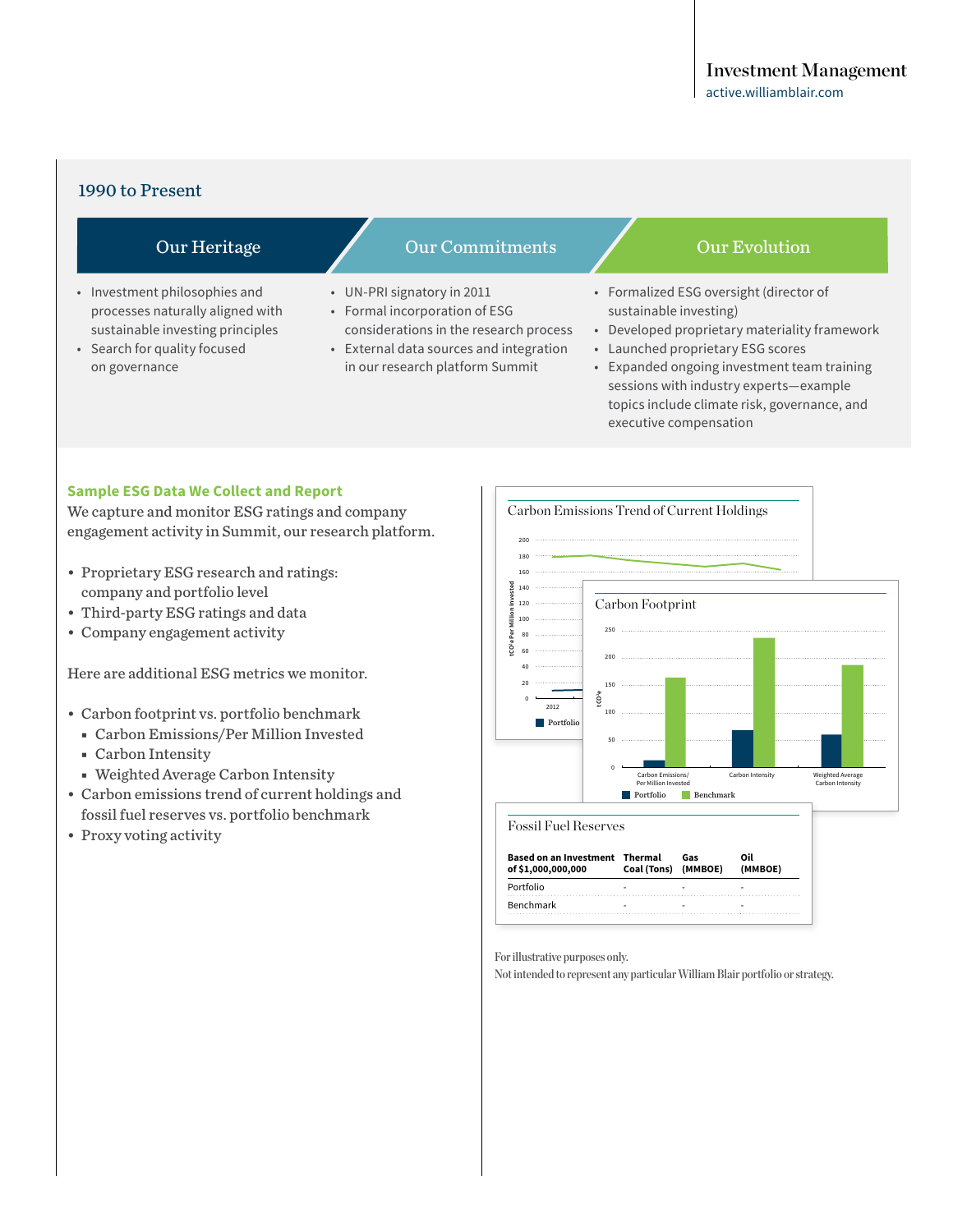## 1990 to Present

### Our Heritage

- Investment philosophies and processes naturally aligned with sustainable investing principles
- Search for quality focused on governance

### Our Commitments

- UN-PRI signatory in 2011
- Formal incorporation of ESG considerations in the research process
- External data sources and integration in our research platform Summit

### Our Evolution

- Formalized ESG oversight (director of sustainable investing)
- Developed proprietary materiality framework
- Launched proprietary ESG scores
- Expanded ongoing investment team training sessions with industry experts—example topics include climate risk, governance, and executive compensation

### Sample ESG Data We Collect and Report

We capture and monitor ESG ratings and company engagement activity in Summit, our research platform.

- Proprietary ESG research and ratings: company and portfolio level
- Third-party ESG ratings and data
- Company engagement activity

Here are additional ESG metrics we monitor.

- Carbon footprint vs. portfolio benchmark
  - Carbon Emissions/Per Million Invested
  - Carbon Intensity
  - Weighted Average Carbon Intensity
- Carbon emissions trend of current holdings and fossil fuel reserves vs. portfolio benchmark
- Proxy voting activity

**Carbon Emissions Trend of Current Holdings**

**Carbon Footprint**

**Fossil Fuel Reserves**

| Based on an Investment of $1,000,000,000 | Thermal Coal (Tons) | Gas (MMBOE) | Oil (MMBOE) |
|---|---|---|---|
| Portfolio | - | - | - |
| Benchmark | - | - | - |

For illustrative purposes only.
Not intended to represent any particular William Blair portfolio or strategy.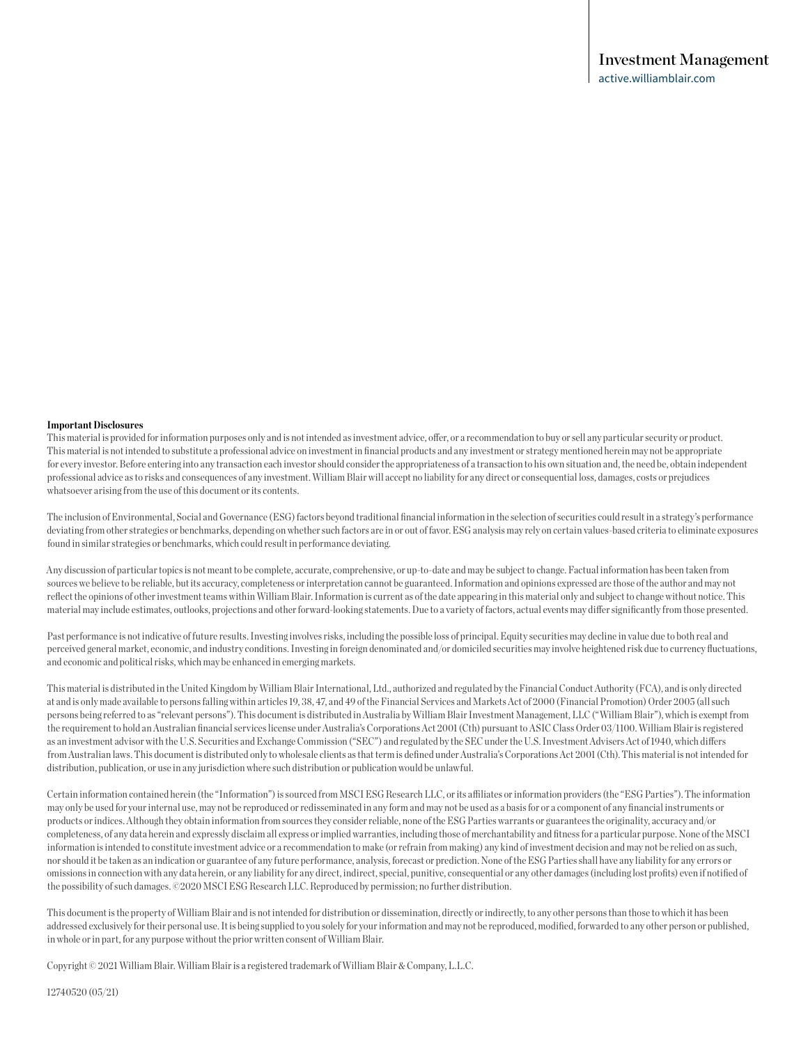Investment Management
active.williamblair.com

**Important Disclosures**

This material is provided for information purposes only and is not intended as investment advice, offer, or a recommendation to buy or sell any particular security or product. This material is not intended to substitute a professional advice on investment in financial products and any investment or strategy mentioned herein may not be appropriate for every investor. Before entering into any transaction each investor should consider the appropriateness of a transaction to his own situation and, the need be, obtain independent professional advice as to risks and consequences of any investment. William Blair will accept no liability for any direct or consequential loss, damages, costs or prejudices whatsoever arising from the use of this document or its contents.

The inclusion of Environmental, Social and Governance (ESG) factors beyond traditional financial information in the selection of securities could result in a strategy's performance deviating from other strategies or benchmarks, depending on whether such factors are in or out of favor. ESG analysis may rely on certain values-based criteria to eliminate exposures found in similar strategies or benchmarks, which could result in performance deviating.

Any discussion of particular topics is not meant to be complete, accurate, comprehensive, or up-to-date and may be subject to change. Factual information has been taken from sources we believe to be reliable, but its accuracy, completeness or interpretation cannot be guaranteed. Information and opinions expressed are those of the author and may not reflect the opinions of other investment teams within William Blair. Information is current as of the date appearing in this material only and subject to change without notice. This material may include estimates, outlooks, projections and other forward-looking statements. Due to a variety of factors, actual events may differ significantly from those presented.

Past performance is not indicative of future results. Investing involves risks, including the possible loss of principal. Equity securities may decline in value due to both real and perceived general market, economic, and industry conditions. Investing in foreign denominated and/or domiciled securities may involve heightened risk due to currency fluctuations, and economic and political risks, which may be enhanced in emerging markets.

This material is distributed in the United Kingdom by William Blair International, Ltd., authorized and regulated by the Financial Conduct Authority (FCA), and is only directed at and is only made available to persons falling within articles 19, 38, 47, and 49 of the Financial Services and Markets Act of 2000 (Financial Promotion) Order 2005 (all such persons being referred to as "relevant persons"). This document is distributed in Australia by William Blair Investment Management, LLC ("William Blair"), which is exempt from the requirement to hold an Australian financial services license under Australia's Corporations Act 2001 (Cth) pursuant to ASIC Class Order 03/1100. William Blair is registered as an investment advisor with the U.S. Securities and Exchange Commission ("SEC") and regulated by the SEC under the U.S. Investment Advisers Act of 1940, which differs from Australian laws. This document is distributed only to wholesale clients as that term is defined under Australia's Corporations Act 2001 (Cth). This material is not intended for distribution, publication, or use in any jurisdiction where such distribution or publication would be unlawful.

Certain information contained herein (the "Information") is sourced from MSCI ESG Research LLC, or its affiliates or information providers (the "ESG Parties"). The information may only be used for your internal use, may not be reproduced or redisseminated in any form and may not be used as a basis for or a component of any financial instruments or products or indices. Although they obtain information from sources they consider reliable, none of the ESG Parties warrants or guarantees the originality, accuracy and/or completeness, of any data herein and expressly disclaim all express or implied warranties, including those of merchantability and fitness for a particular purpose. None of the MSCI information is intended to constitute investment advice or a recommendation to make (or refrain from making) any kind of investment decision and may not be relied on as such, nor should it be taken as an indication or guarantee of any future performance, analysis, forecast or prediction. None of the ESG Parties shall have any liability for any errors or omissions in connection with any data herein, or any liability for any direct, indirect, special, punitive, consequential or any other damages (including lost profits) even if notified of the possibility of such damages. ©2020 MSCI ESG Research LLC. Reproduced by permission; no further distribution.

This document is the property of William Blair and is not intended for distribution or dissemination, directly or indirectly, to any other persons than those to which it has been addressed exclusively for their personal use. It is being supplied to you solely for your information and may not be reproduced, modified, forwarded to any other person or published, in whole or in part, for any purpose without the prior written consent of William Blair.

Copyright © 2021 William Blair. William Blair is a registered trademark of William Blair & Company, L.L.C.

12740520 (05/21)